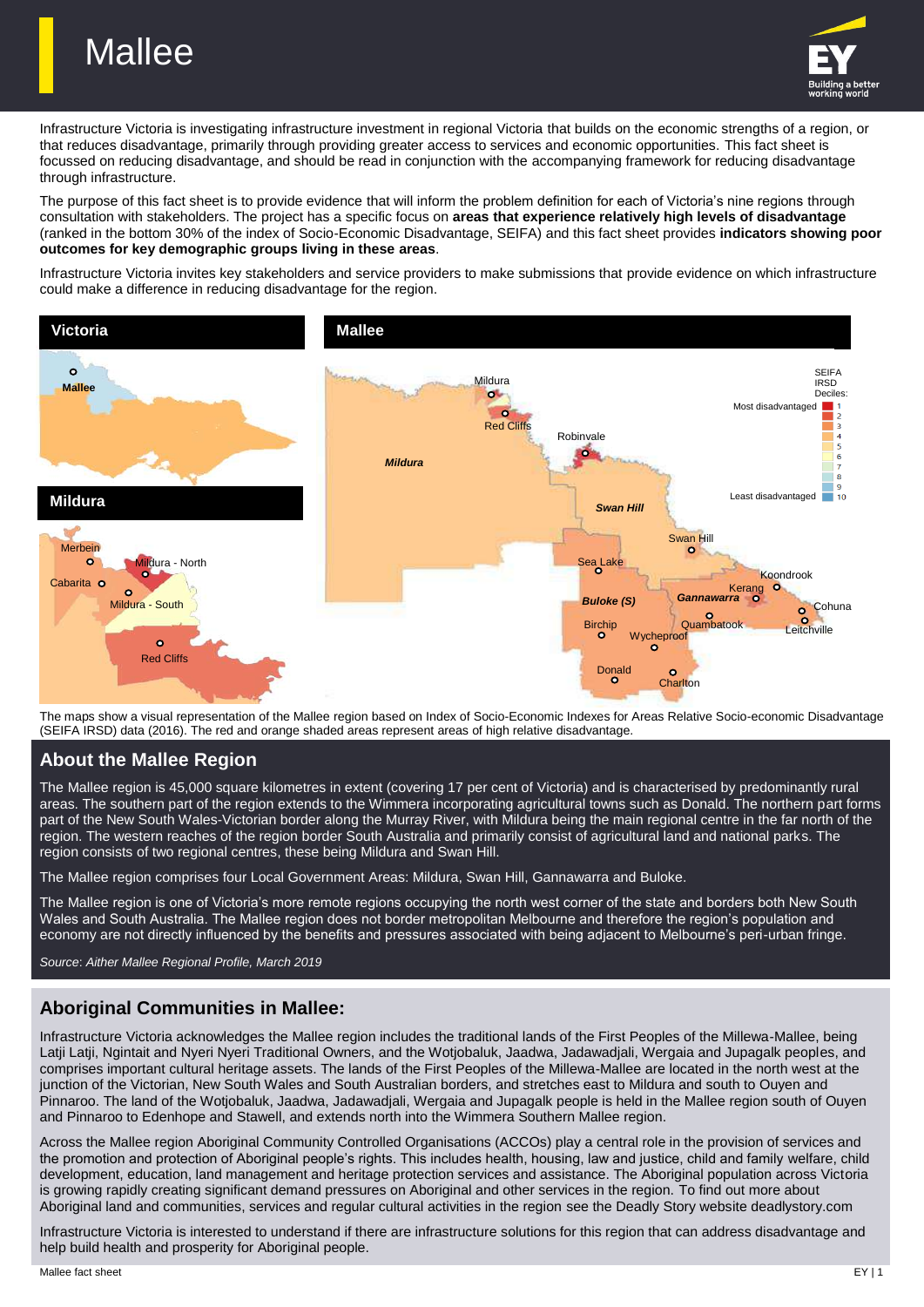# Mallee

Infrastructure Victoria is investigating infrastructure investment in regional Victoria that builds on the economic strengths of a region, or that reduces disadvantage, primarily through providing greater access to services and economic opportunities. This fact sheet is focussed on reducing disadvantage, and should be read in conjunction with the accompanying framework for reducing disadvantage through infrastructure.

The purpose of this fact sheet is to provide evidence that will inform the problem definition for each of Victoria's nine regions through consultation with stakeholders. The project has a specific focus on **areas that experience relatively high levels of disadvantage** (ranked in the bottom 30% of the index of Socio-Economic Disadvantage, SEIFA) and this fact sheet provides **indicators showing poor outcomes for key demographic groups living in these areas**.

Infrastructure Victoria invites key stakeholders and service providers to make submissions that provide evidence on which infrastructure could make a difference in reducing disadvantage for the region.

The maps show a visual representation of the Mallee region based on Index of Socio-Economic Indexes for Areas Relative Socio-economic Disadvantage (SEIFA IRSD) data (2016). The red and orange shaded areas represent areas of high relative disadvantage.

## About the Mallee Region

The Mallee region is 45,000 square kilometres in extent (covering 17 per cent of Victoria) and is characterised by predominantly rural areas. The southern part of the region extends to the Wimmera incorporating agricultural towns such as Donald. The northern part forms part of the New South Wales-Victorian border along the Murray River, with Mildura being the main regional centre in the far north of the region. The western reaches of the region border South Australia and primarily consist of agricultural land and national parks. The region consists of two regional centres, these being Mildura and Swan Hill.

The Mallee region comprises four Local Government Areas: Mildura, Swan Hill, Gannawarra and Buloke.

The Mallee region is one of Victoria's more remote regions occupying the north west corner of the state and borders both New South Wales and South Australia. The Mallee region does not border metropolitan Melbourne and therefore the region's population and economy are not directly influenced by the benefits and pressures associated with being adjacent to Melbourne's peri-urban fringe.

*Source: Aither Mallee Regional Profile, March 2019*

## Aboriginal Communities in Mallee:

Infrastructure Victoria acknowledges the Mallee region includes the traditional lands of the First Peoples of the Millewa-Mallee, being Latji Latji, Ngintait and Nyeri Nyeri Traditional Owners, and the Wotjobaluk, Jaadwa, Jadawadjali, Wergaia and Jupagalk peoples, and comprises important cultural heritage assets. The lands of the First Peoples of the Millewa-Mallee are located in the north west at the junction of the Victorian, New South Wales and South Australian borders, and stretches east to Mildura and south to Ouyen and Pinnaroo. The land of the Wotjobaluk, Jaadwa, Jadawadjali, Wergaia and Jupagalk people is held in the Mallee region south of Ouyen and Pinnaroo to Edenhope and Stawell, and extends north into the Wimmera Southern Mallee region.

Across the Mallee region Aboriginal Community Controlled Organisations (ACCOs) play a central role in the provision of services and the promotion and protection of Aboriginal people's rights. This includes health, housing, law and justice, child and family welfare, child development, education, land management and heritage protection services and assistance. The Aboriginal population across Victoria is growing rapidly creating significant demand pressures on Aboriginal and other services in the region. To find out more about Aboriginal land and communities, services and regular cultural activities in the region see the Deadly Story website deadlystory.com

Infrastructure Victoria is interested to understand if there are infrastructure solutions for this region that can address disadvantage and help build health and prosperity for Aboriginal people.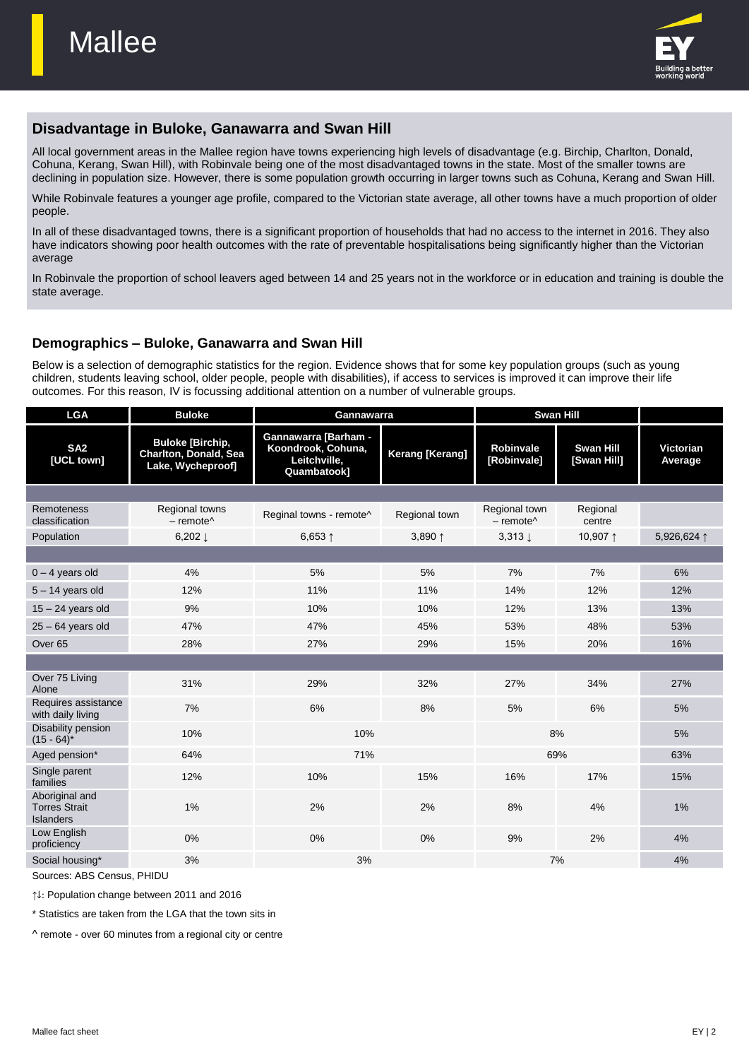# Mallee

## Disadvantage in Buloke, Ganawarra and Swan Hill

All local government areas in the Mallee region have towns experiencing high levels of disadvantage (e.g. Birchip, Charlton, Donald, Cohuna, Kerang, Swan Hill), with Robinvale being one of the most disadvantaged towns in the state. Most of the smaller towns are declining in population size. However, there is some population growth occurring in larger towns such as Cohuna, Kerang and Swan Hill.

While Robinvale features a younger age profile, compared to the Victorian state average, all other towns have a much proportion of older people.

In all of these disadvantaged towns, there is a significant proportion of households that had no access to the internet in 2016. They also have indicators showing poor health outcomes with the rate of preventable hospitalisations being significantly higher than the Victorian average

In Robinvale the proportion of school leavers aged between 14 and 25 years not in the workforce or in education and training is double the state average.

## Demographics – Buloke, Ganawarra and Swan Hill

Below is a selection of demographic statistics for the region. Evidence shows that for some key population groups (such as young children, students leaving school, older people, people with disabilities), if access to services is improved it can improve their life outcomes. For this reason, IV is focussing additional attention on a number of vulnerable groups.

| LGA | Buloke | Gannawarra | | Swan Hill | | |
|---|---|---|---|---|---|---|
| SA2 [UCL town] | Buloke [Birchip, Charlton, Donald, Sea Lake, Wycheproof] | Gannawarra [Barham - Koondrook, Cohuna, Leitchville, Quambatook] | Kerang [Kerang] | Robinvale [Robinvale] | Swan Hill [Swan Hill] | Victorian Average |
| Remoteness classification | Regional towns – remote^ | Reginal towns - remote^ | Regional town | Regional town – remote^ | Regional centre | |
| Population | 6,202 ↓ | 6,653 ↑ | 3,890 ↑ | 3,313 ↓ | 10,907 ↑ | 5,926,624 ↑ |
| 0 – 4 years old | 4% | 5% | 5% | 7% | 7% | 6% |
| 5 – 14 years old | 12% | 11% | 11% | 14% | 12% | 12% |
| 15 – 24 years old | 9% | 10% | 10% | 12% | 13% | 13% |
| 25 – 64 years old | 47% | 47% | 45% | 53% | 48% | 53% |
| Over 65 | 28% | 27% | 29% | 15% | 20% | 16% |
| Over 75 Living Alone | 31% | 29% | 32% | 27% | 34% | 27% |
| Requires assistance with daily living | 7% | 6% | 8% | 5% | 6% | 5% |
| Disability pension (15 - 64)* | 10% | 10% | | 8% | | 5% |
| Aged pension* | 64% | 71% | | 69% | | 63% |
| Single parent families | 12% | 10% | 15% | 16% | 17% | 15% |
| Aboriginal and Torres Strait Islanders | 1% | 2% | 2% | 8% | 4% | 1% |
| Low English proficiency | 0% | 0% | 0% | 9% | 2% | 4% |
| Social housing* | 3% | 3% | | 7% | | 4% |

Sources: ABS Census, PHIDU

↑↓: Population change between 2011 and 2016

* Statistics are taken from the LGA that the town sits in

^ remote - over 60 minutes from a regional city or centre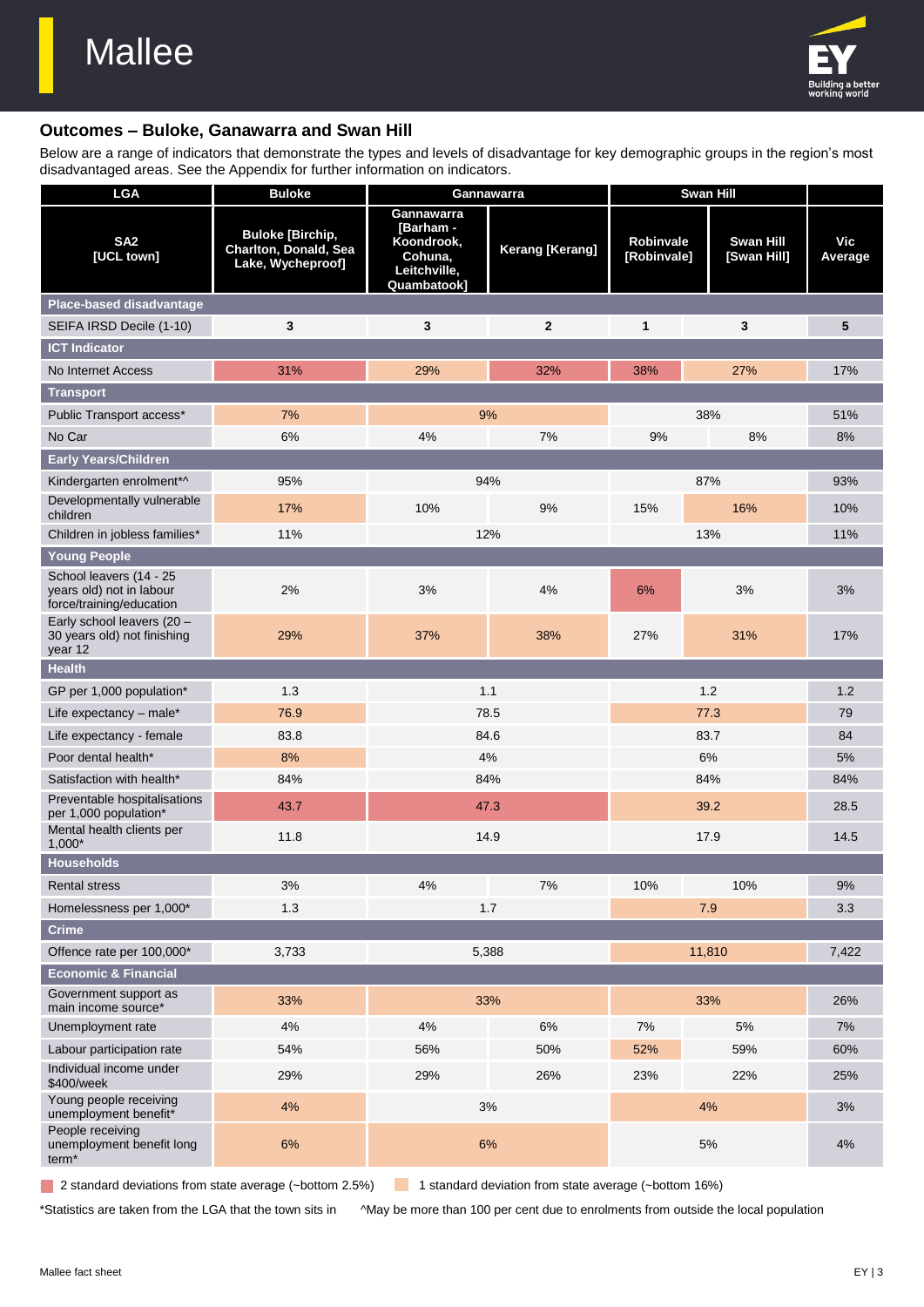# Mallee

## Outcomes – Buloke, Ganawarra and Swan Hill

Below are a range of indicators that demonstrate the types and levels of disadvantage for key demographic groups in the region's most disadvantaged areas. See the Appendix for further information on indicators.

| LGA | Buloke | Gannawarra | | Swan Hill | | |
|---|---|---|---|---|---|---|
| SA2 [UCL town] | Buloke [Birchip, Charlton, Donald, Sea Lake, Wycheproof] | Gannawarra [Barham - Koondrook, Cohuna, Leitchville, Quambatook] | Kerang [Kerang] | Robinvale [Robinvale] | Swan Hill [Swan Hill] | Vic Average |
| **Place-based disadvantage** | | | | | | |
| SEIFA IRSD Decile (1-10) | 3 | 3 | 2 | 1 | 3 | 5 |
| **ICT Indicator** | | | | | | |
| No Internet Access | 31% | 29% | 32% | 38% | 27% | 17% |
| **Transport** | | | | | | |
| Public Transport access* | 7% | 9% | | 38% | | 51% |
| No Car | 6% | 4% | 7% | 9% | 8% | 8% |
| **Early Years/Children** | | | | | | |
| Kindergarten enrolment*^ | 95% | 94% | | 87% | | 93% |
| Developmentally vulnerable children | 17% | 10% | 9% | 15% | 16% | 10% |
| Children in jobless families* | 11% | 12% | | 13% | | 11% |
| **Young People** | | | | | | |
| School leavers (14 - 25 years old) not in labour force/training/education | 2% | 3% | 4% | 6% | 3% | 3% |
| Early school leavers (20 – 30 years old) not finishing year 12 | 29% | 37% | 38% | 27% | 31% | 17% |
| **Health** | | | | | | |
| GP per 1,000 population* | 1.3 | 1.1 | | 1.2 | | 1.2 |
| Life expectancy – male* | 76.9 | 78.5 | | 77.3 | | 79 |
| Life expectancy - female | 83.8 | 84.6 | | 83.7 | | 84 |
| Poor dental health* | 8% | 4% | | 6% | | 5% |
| Satisfaction with health* | 84% | 84% | | 84% | | 84% |
| Preventable hospitalisations per 1,000 population* | 43.7 | 47.3 | | 39.2 | | 28.5 |
| Mental health clients per 1,000* | 11.8 | 14.9 | | 17.9 | | 14.5 |
| **Households** | | | | | | |
| Rental stress | 3% | 4% | 7% | 10% | 10% | 9% |
| Homelessness per 1,000* | 1.3 | 1.7 | | 7.9 | | 3.3 |
| **Crime** | | | | | | |
| Offence rate per 100,000* | 3,733 | 5,388 | | 11,810 | | 7,422 |
| **Economic & Financial** | | | | | | |
| Government support as main income source* | 33% | 33% | | 33% | | 26% |
| Unemployment rate | 4% | 4% | 6% | 7% | 5% | 7% |
| Labour participation rate | 54% | 56% | 50% | 52% | 59% | 60% |
| Individual income under $400/week | 29% | 29% | 26% | 23% | 22% | 25% |
| Young people receiving unemployment benefit* | 4% | 3% | | 4% | | 3% |
| People receiving unemployment benefit long term* | 6% | 6% | | 5% | | 4% |

2 standard deviations from state average (~bottom 2.5%) — 1 standard deviation from state average (~bottom 16%)

*Statistics are taken from the LGA that the town sits in   ^May be more than 100 per cent due to enrolments from outside the local population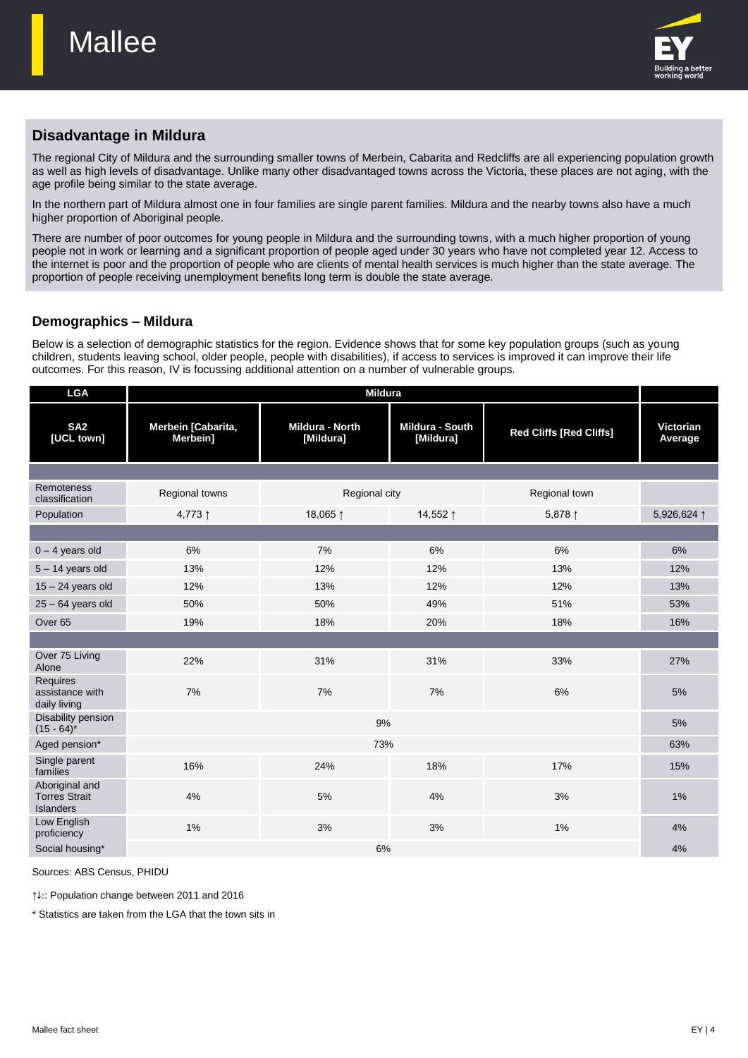# Mallee

## Disadvantage in Mildura

The regional City of Mildura and the surrounding smaller towns of Merbein, Cabarita and Redcliffs are all experiencing population growth as well as high levels of disadvantage. Unlike many other disadvantaged towns across the Victoria, these places are not aging, with the age profile being similar to the state average.

In the northern part of Mildura almost one in four families are single parent families. Mildura and the nearby towns also have a much higher proportion of Aboriginal people.

There are number of poor outcomes for young people in Mildura and the surrounding towns, with a much higher proportion of young people not in work or learning and a significant proportion of people aged under 30 years who have not completed year 12. Access to the internet is poor and the proportion of people who are clients of mental health services is much higher than the state average. The proportion of people receiving unemployment benefits long term is double the state average.

## Demographics – Mildura

Below is a selection of demographic statistics for the region. Evidence shows that for some key population groups (such as young children, students leaving school, older people, people with disabilities), if access to services is improved it can improve their life outcomes. For this reason, IV is focussing additional attention on a number of vulnerable groups.

| LGA | Mildura | | | | |
|---|---|---|---|---|---|
| **SA2 [UCL town]** | **Merbein [Cabarita, Merbein]** | **Mildura - North [Mildura]** | **Mildura - South [Mildura]** | **Red Cliffs [Red Cliffs]** | **Victorian Average** |
| Remoteness classification | Regional towns | Regional city | | Regional town | |
| Population | 4,773 ↑ | 18,065 ↑ | 14,552 ↑ | 5,878 ↑ | 5,926,624 ↑ |
| 0 – 4 years old | 6% | 7% | 6% | 6% | 6% |
| 5 – 14 years old | 13% | 12% | 12% | 13% | 12% |
| 15 – 24 years old | 12% | 13% | 12% | 12% | 13% |
| 25 – 64 years old | 50% | 50% | 49% | 51% | 53% |
| Over 65 | 19% | 18% | 20% | 18% | 16% |
| Over 75 Living Alone | 22% | 31% | 31% | 33% | 27% |
| Requires assistance with daily living | 7% | 7% | 7% | 6% | 5% |
| Disability pension (15 - 64)* | 9% | | | | 5% |
| Aged pension* | 73% | | | | 63% |
| Single parent families | 16% | 24% | 18% | 17% | 15% |
| Aboriginal and Torres Strait Islanders | 4% | 5% | 4% | 3% | 1% |
| Low English proficiency | 1% | 3% | 3% | 1% | 4% |
| Social housing* | 6% | | | | 4% |

Sources: ABS Census, PHIDU

↑↓: Population change between 2011 and 2016

* Statistics are taken from the LGA that the town sits in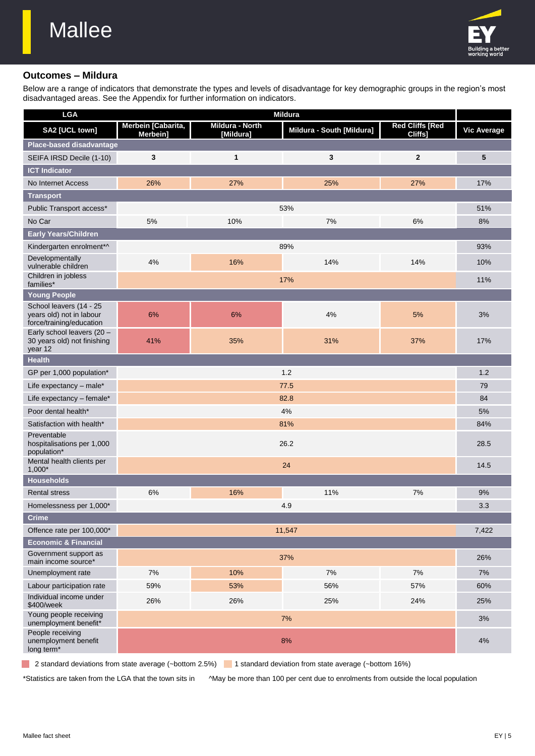# Mallee

## Outcomes – Mildura

Below are a range of indicators that demonstrate the types and levels of disadvantage for key demographic groups in the region's most disadvantaged areas. See the Appendix for further information on indicators.

| LGA | Mildura | | | | |
|---|---|---|---|---|---|
| SA2 [UCL town] | Merbein [Cabarita, Merbein] | Mildura - North [Mildura] | Mildura - South [Mildura] | Red Cliffs [Red Cliffs] | Vic Average |
| **Place-based disadvantage** | | | | | |
| SEIFA IRSD Decile (1-10) | 3 | 1 | 3 | 2 | 5 |
| **ICT Indicator** | | | | | |
| No Internet Access | 26% | 27% | 25% | 27% | 17% |
| **Transport** | | | | | |
| Public Transport access* | 53% | | | | 51% |
| No Car | 5% | 10% | 7% | 6% | 8% |
| **Early Years/Children** | | | | | |
| Kindergarten enrolment*^ | 89% | | | | 93% |
| Developmentally vulnerable children | 4% | 16% | 14% | 14% | 10% |
| Children in jobless families* | 17% | | | | 11% |
| **Young People** | | | | | |
| School leavers (14 - 25 years old) not in labour force/training/education | 6% | 6% | 4% | 5% | 3% |
| Early school leavers (20 – 30 years old) not finishing year 12 | 41% | 35% | 31% | 37% | 17% |
| **Health** | | | | | |
| GP per 1,000 population* | 1.2 | | | | 1.2 |
| Life expectancy – male* | 77.5 | | | | 79 |
| Life expectancy – female* | 82.8 | | | | 84 |
| Poor dental health* | 4% | | | | 5% |
| Satisfaction with health* | 81% | | | | 84% |
| Preventable hospitalisations per 1,000 population* | 26.2 | | | | 28.5 |
| Mental health clients per 1,000* | 24 | | | | 14.5 |
| **Households** | | | | | |
| Rental stress | 6% | 16% | 11% | 7% | 9% |
| Homelessness per 1,000* | 4.9 | | | | 3.3 |
| **Crime** | | | | | |
| Offence rate per 100,000* | 11,547 | | | | 7,422 |
| **Economic & Financial** | | | | | |
| Government support as main income source* | 37% | | | | 26% |
| Unemployment rate | 7% | 10% | 7% | 7% | 7% |
| Labour participation rate | 59% | 53% | 56% | 57% | 60% |
| Individual income under $400/week | 26% | 26% | 25% | 24% | 25% |
| Young people receiving unemployment benefit* | 7% | | | | 3% |
| People receiving unemployment benefit long term* | 8% | | | | 4% |

2 standard deviations from state average (~bottom 2.5%) | 1 standard deviation from state average (~bottom 16%)

*Statistics are taken from the LGA that the town sits in ^May be more than 100 per cent due to enrolments from outside the local population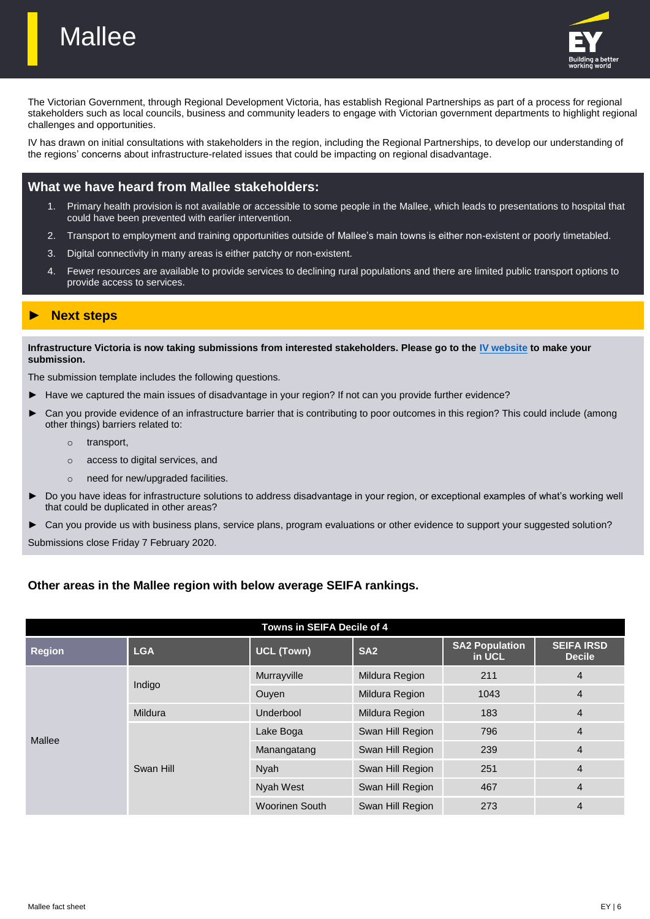# Mallee

The Victorian Government, through Regional Development Victoria, has establish Regional Partnerships as part of a process for regional stakeholders such as local councils, business and community leaders to engage with Victorian government departments to highlight regional challenges and opportunities.

IV has drawn on initial consultations with stakeholders in the region, including the Regional Partnerships, to develop our understanding of the regions' concerns about infrastructure-related issues that could be impacting on regional disadvantage.

## What we have heard from Mallee stakeholders:

1. Primary health provision is not available or accessible to some people in the Mallee, which leads to presentations to hospital that could have been prevented with earlier intervention.
2. Transport to employment and training opportunities outside of Mallee's main towns is either non-existent or poorly timetabled.
3. Digital connectivity in many areas is either patchy or non-existent.
4. Fewer resources are available to provide services to declining rural populations and there are limited public transport options to provide access to services.

## ► Next steps

**Infrastructure Victoria is now taking submissions from interested stakeholders. Please go to the IV website to make your submission.**

The submission template includes the following questions.

- Have we captured the main issues of disadvantage in your region? If not can you provide further evidence?
- Can you provide evidence of an infrastructure barrier that is contributing to poor outcomes in this region? This could include (among other things) barriers related to:
  - transport,
  - access to digital services, and
  - need for new/upgraded facilities.
- Do you have ideas for infrastructure solutions to address disadvantage in your region, or exceptional examples of what's working well that could be duplicated in other areas?
- Can you provide us with business plans, service plans, program evaluations or other evidence to support your suggested solution?

Submissions close Friday 7 February 2020.

### Other areas in the Mallee region with below average SEIFA rankings.

| Towns in SEIFA Decile of 4 | | | | | |
|---|---|---|---|---|---|
| **Region** | **LGA** | **UCL (Town)** | **SA2** | **SA2 Population in UCL** | **SEIFA IRSD Decile** |
| Mallee | Indigo | Murrayville | Mildura Region | 211 | 4 |
| | | Ouyen | Mildura Region | 1043 | 4 |
| | Mildura | Underbool | Mildura Region | 183 | 4 |
| | Swan Hill | Lake Boga | Swan Hill Region | 796 | 4 |
| | | Manangatang | Swan Hill Region | 239 | 4 |
| | | Nyah | Swan Hill Region | 251 | 4 |
| | | Nyah West | Swan Hill Region | 467 | 4 |
| | | Woorinen South | Swan Hill Region | 273 | 4 |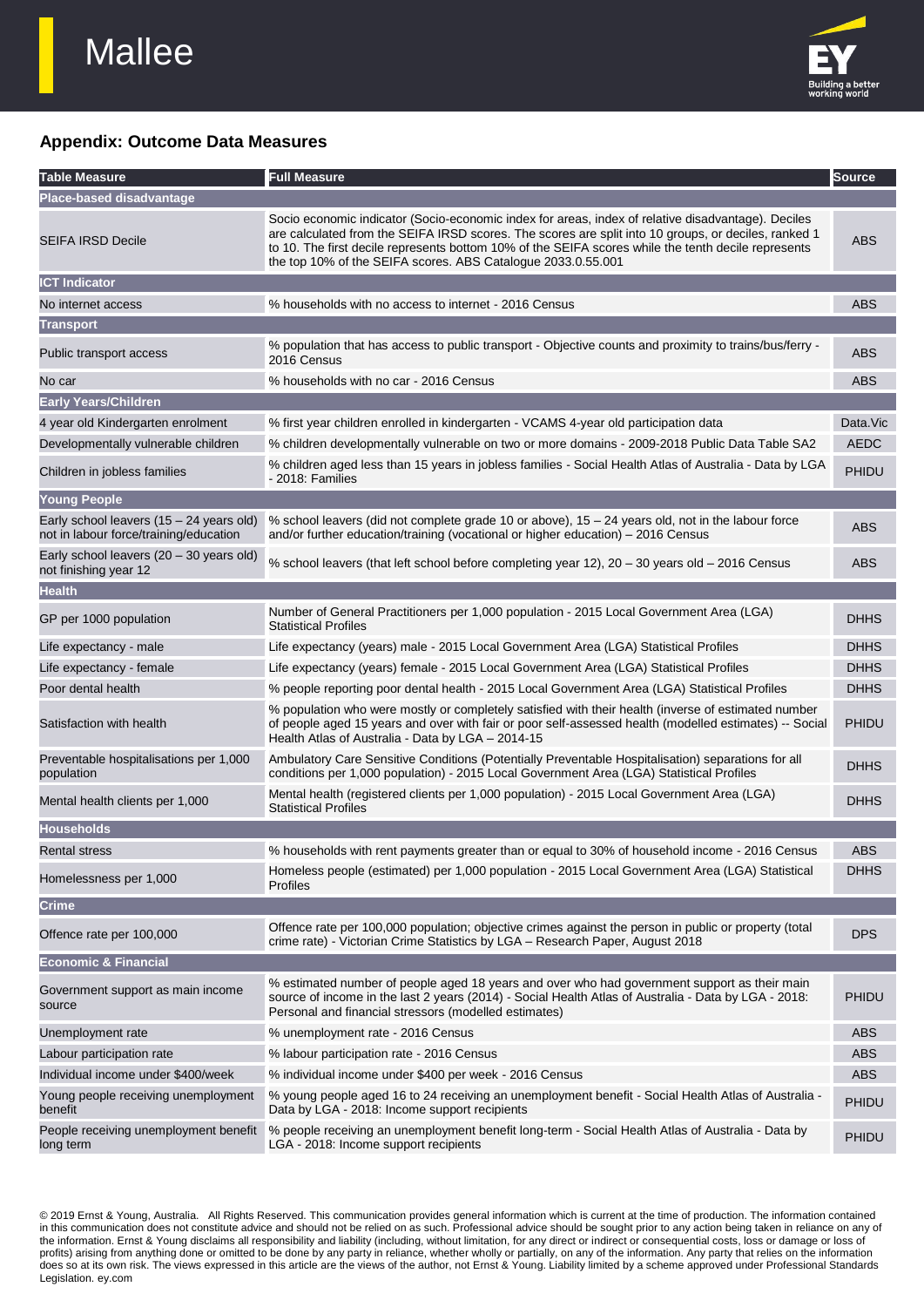# Mallee

## Appendix: Outcome Data Measures

| Table Measure | Full Measure | Source |
|---|---|---|
| **Place-based disadvantage** | | |
| SEIFA IRSD Decile | Socio economic indicator (Socio-economic index for areas, index of relative disadvantage). Deciles are calculated from the SEIFA IRSD scores. The scores are split into 10 groups, or deciles, ranked 1 to 10. The first decile represents bottom 10% of the SEIFA scores while the tenth decile represents the top 10% of the SEIFA scores. ABS Catalogue 2033.0.55.001 | ABS |
| **ICT Indicator** | | |
| No internet access | % households with no access to internet - 2016 Census | ABS |
| **Transport** | | |
| Public transport access | % population that has access to public transport - Objective counts and proximity to trains/bus/ferry - 2016 Census | ABS |
| No car | % households with no car - 2016 Census | ABS |
| **Early Years/Children** | | |
| 4 year old Kindergarten enrolment | % first year children enrolled in kindergarten - VCAMS 4-year old participation data | Data.Vic |
| Developmentally vulnerable children | % children developmentally vulnerable on two or more domains - 2009-2018 Public Data Table SA2 | AEDC |
| Children in jobless families | % children aged less than 15 years in jobless families - Social Health Atlas of Australia - Data by LGA - 2018: Families | PHIDU |
| **Young People** | | |
| Early school leavers (15 – 24 years old) not in labour force/training/education | % school leavers (did not complete grade 10 or above), 15 – 24 years old, not in the labour force and/or further education/training (vocational or higher education) – 2016 Census | ABS |
| Early school leavers (20 – 30 years old) not finishing year 12 | % school leavers (that left school before completing year 12), 20 – 30 years old – 2016 Census | ABS |
| **Health** | | |
| GP per 1000 population | Number of General Practitioners per 1,000 population - 2015 Local Government Area (LGA) Statistical Profiles | DHHS |
| Life expectancy - male | Life expectancy (years) male - 2015 Local Government Area (LGA) Statistical Profiles | DHHS |
| Life expectancy - female | Life expectancy (years) female - 2015 Local Government Area (LGA) Statistical Profiles | DHHS |
| Poor dental health | % people reporting poor dental health - 2015 Local Government Area (LGA) Statistical Profiles | DHHS |
| Satisfaction with health | % population who were mostly or completely satisfied with their health (inverse of estimated number of people aged 15 years and over with fair or poor self-assessed health (modelled estimates) -- Social Health Atlas of Australia - Data by LGA – 2014-15 | PHIDU |
| Preventable hospitalisations per 1,000 population | Ambulatory Care Sensitive Conditions (Potentially Preventable Hospitalisation) separations for all conditions per 1,000 population) - 2015 Local Government Area (LGA) Statistical Profiles | DHHS |
| Mental health clients per 1,000 | Mental health (registered clients per 1,000 population) - 2015 Local Government Area (LGA) Statistical Profiles | DHHS |
| **Households** | | |
| Rental stress | % households with rent payments greater than or equal to 30% of household income - 2016 Census | ABS |
| Homelessness per 1,000 | Homeless people (estimated) per 1,000 population - 2015 Local Government Area (LGA) Statistical Profiles | DHHS |
| **Crime** | | |
| Offence rate per 100,000 | Offence rate per 100,000 population; objective crimes against the person in public or property (total crime rate) - Victorian Crime Statistics by LGA – Research Paper, August 2018 | DPS |
| **Economic & Financial** | | |
| Government support as main income source | % estimated number of people aged 18 years and over who had government support as their main source of income in the last 2 years (2014) - Social Health Atlas of Australia - Data by LGA - 2018: Personal and financial stressors (modelled estimates) | PHIDU |
| Unemployment rate | % unemployment rate - 2016 Census | ABS |
| Labour participation rate | % labour participation - 2016 Census | ABS |
| Individual income under $400/week | % individual income under $400 per week - 2016 Census | ABS |
| Young people receiving unemployment benefit | % young people aged 16 to 24 receiving an unemployment benefit - Social Health Atlas of Australia - Data by LGA - 2018: Income support recipients | PHIDU |
| People receiving unemployment benefit long term | % people receiving an unemployment benefit long-term - Social Health Atlas of Australia - Data by LGA - 2018: Income support recipients | PHIDU |

© 2019 Ernst & Young, Australia. All Rights Reserved. This communication provides general information which is current at the time of production. The information contained in this communication does not constitute advice and should not be relied on as such. Professional advice should be sought prior to any action being taken in reliance on any of the information. Ernst & Young disclaims all responsibility and liability (including, without limitation, for any direct or indirect or consequential costs, loss or damage or loss of profits) arising from anything done or omitted to be done by any party in reliance, whether wholly or partially, on any of the information. Any party that relies on the information does so at its own risk. The views expressed in this article are the views of the author, not Ernst & Young. Liability limited by a scheme approved under Professional Standards Legislation. ey.com